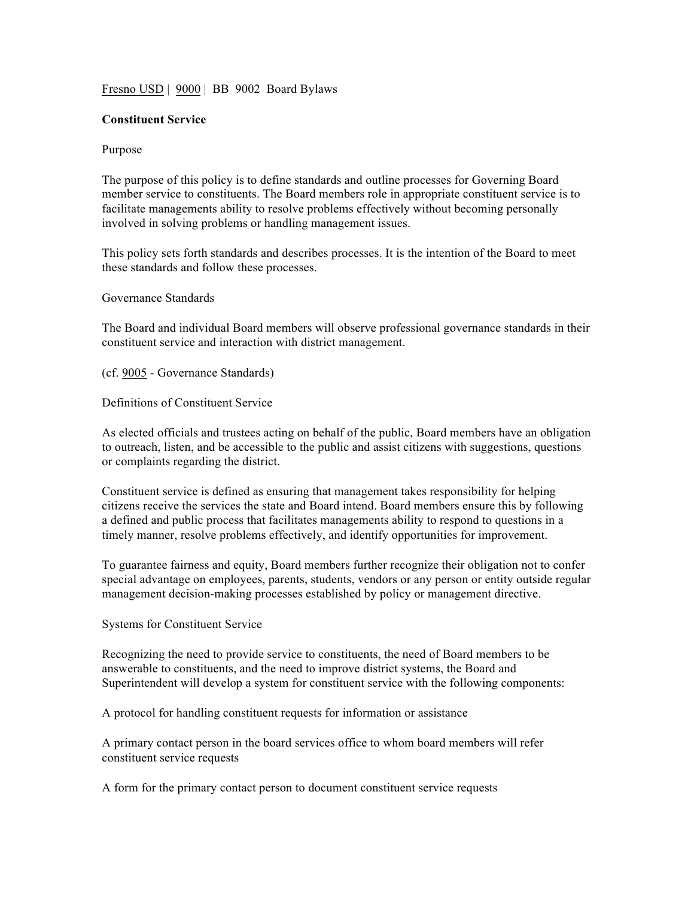Fresno USD | 9000 | BB 9002 Board Bylaws

**Constituent Service**

Purpose

The purpose of this policy is to define standards and outline processes for Governing Board member service to constituents. The Board members role in appropriate constituent service is to facilitate managements ability to resolve problems effectively without becoming personally involved in solving problems or handling management issues.

This policy sets forth standards and describes processes. It is the intention of the Board to meet these standards and follow these processes.

Governance Standards

The Board and individual Board members will observe professional governance standards in their constituent service and interaction with district management.

(cf. 9005 - Governance Standards)

Definitions of Constituent Service

As elected officials and trustees acting on behalf of the public, Board members have an obligation to outreach, listen, and be accessible to the public and assist citizens with suggestions, questions or complaints regarding the district.

Constituent service is defined as ensuring that management takes responsibility for helping citizens receive the services the state and Board intend. Board members ensure this by following a defined and public process that facilitates managements ability to respond to questions in a timely manner, resolve problems effectively, and identify opportunities for improvement.

To guarantee fairness and equity, Board members further recognize their obligation not to confer special advantage on employees, parents, students, vendors or any person or entity outside regular management decision-making processes established by policy or management directive.

Systems for Constituent Service

Recognizing the need to provide service to constituents, the need of Board members to be answerable to constituents, and the need to improve district systems, the Board and Superintendent will develop a system for constituent service with the following components:

A protocol for handling constituent requests for information or assistance

A primary contact person in the board services office to whom board members will refer constituent service requests

A form for the primary contact person to document constituent service requests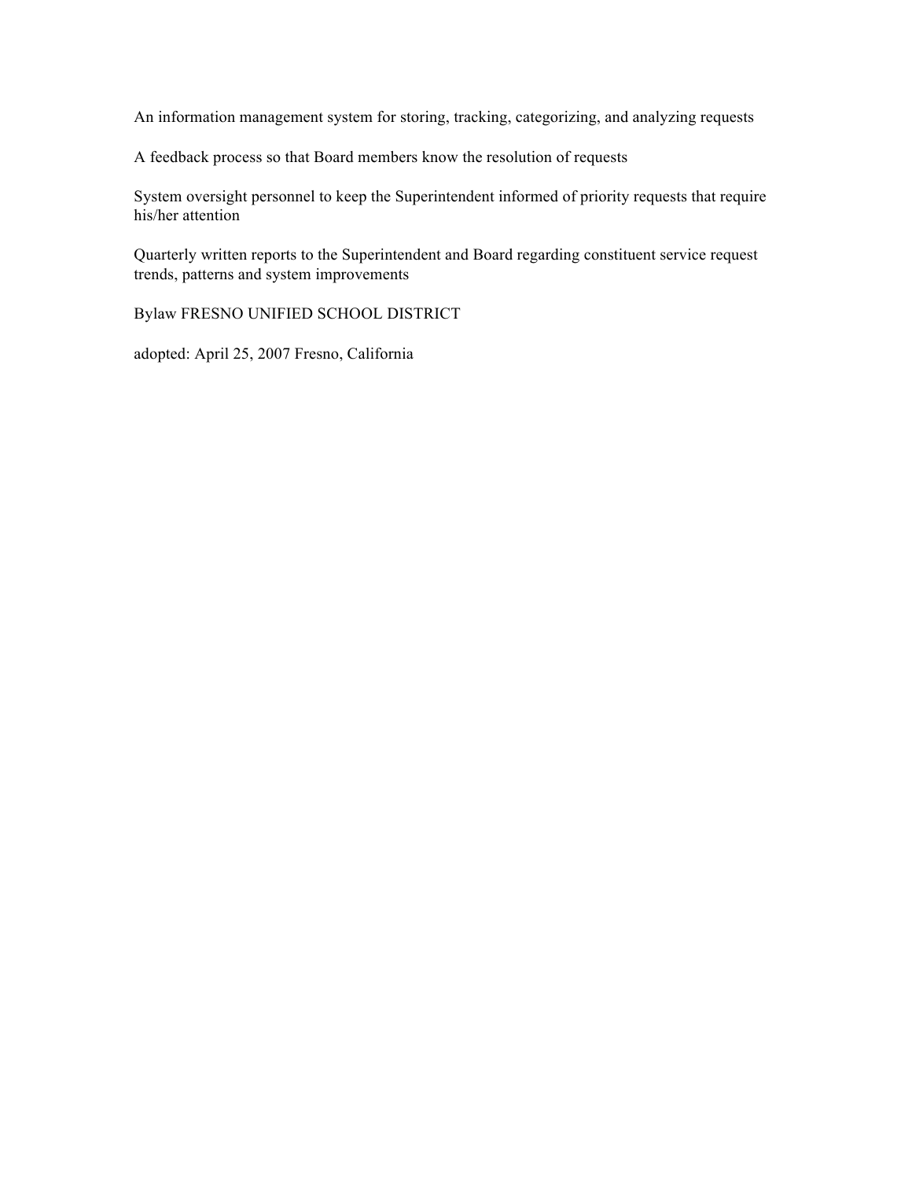An information management system for storing, tracking, categorizing, and analyzing requests

A feedback process so that Board members know the resolution of requests

System oversight personnel to keep the Superintendent informed of priority requests that require his/her attention

Quarterly written reports to the Superintendent and Board regarding constituent service request trends, patterns and system improvements

Bylaw FRESNO UNIFIED SCHOOL DISTRICT

adopted: April 25, 2007 Fresno, California